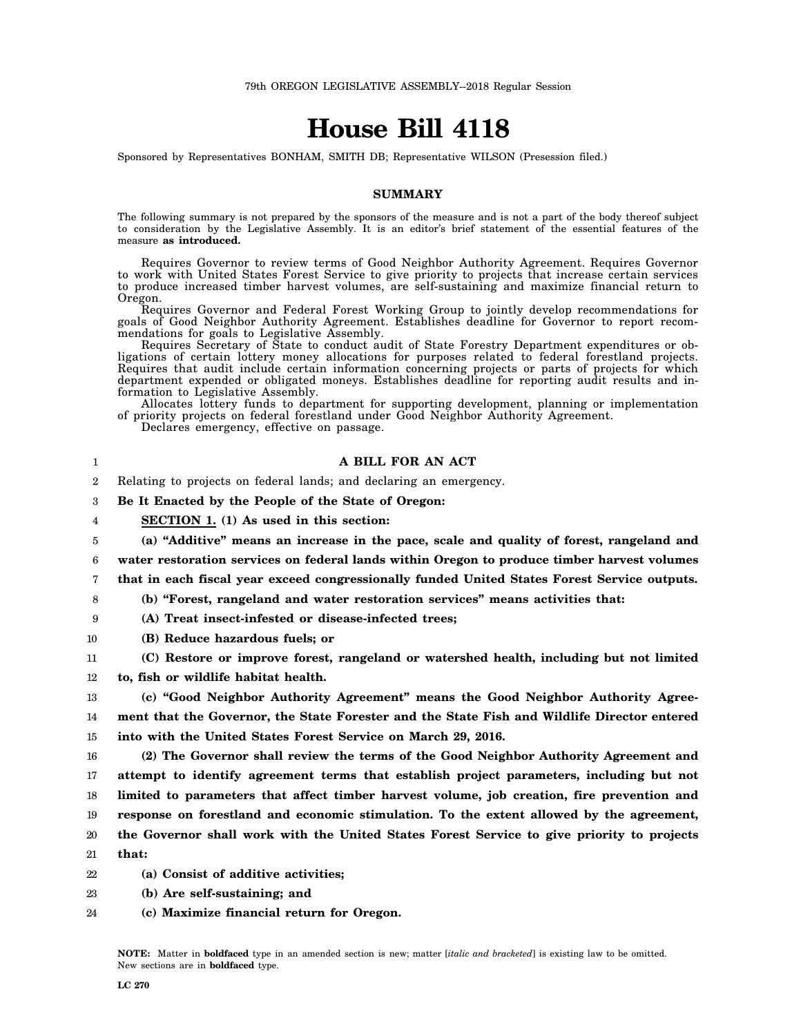79th OREGON LEGISLATIVE ASSEMBLY--2018 Regular Session

# House Bill 4118

Sponsored by Representatives BONHAM, SMITH DB; Representative WILSON (Presession filed.)

## SUMMARY

The following summary is not prepared by the sponsors of the measure and is not a part of the body thereof subject to consideration by the Legislative Assembly. It is an editor's brief statement of the essential features of the measure **as introduced.**

Requires Governor to review terms of Good Neighbor Authority Agreement. Requires Governor to work with United States Forest Service to give priority to projects that increase certain services to produce increased timber harvest volumes, are self-sustaining and maximize financial return to Oregon.

Requires Governor and Federal Forest Working Group to jointly develop recommendations for goals of Good Neighbor Authority Agreement. Establishes deadline for Governor to report recommendations for goals to Legislative Assembly.

Requires Secretary of State to conduct audit of State Forestry Department expenditures or obligations of certain lottery money allocations for purposes related to federal forestland projects. Requires that audit include certain information concerning projects or parts of projects for which department expended or obligated moneys. Establishes deadline for reporting audit results and information to Legislative Assembly.

Allocates lottery funds to department for supporting development, planning or implementation of priority projects on federal forestland under Good Neighbor Authority Agreement.

Declares emergency, effective on passage.

**A BILL FOR AN ACT**

Relating to projects on federal lands; and declaring an emergency.

**Be It Enacted by the People of the State of Oregon:**

**SECTION 1. (1) As used in this section:**

**(a) "Additive" means an increase in the pace, scale and quality of forest, rangeland and water restoration services on federal lands within Oregon to produce timber harvest volumes that in each fiscal year exceed congressionally funded United States Forest Service outputs.**

**(b) "Forest, rangeland and water restoration services" means activities that:**

**(A) Treat insect-infested or disease-infected trees;**

**(B) Reduce hazardous fuels; or**

**(C) Restore or improve forest, rangeland or watershed health, including but not limited to, fish or wildlife habitat health.**

**(c) "Good Neighbor Authority Agreement" means the Good Neighbor Authority Agreement that the Governor, the State Forester and the State Fish and Wildlife Director entered into with the United States Forest Service on March 29, 2016.**

**(2) The Governor shall review the terms of the Good Neighbor Authority Agreement and attempt to identify agreement terms that establish project parameters, including but not limited to parameters that affect timber harvest volume, job creation, fire prevention and response on forestland and economic stimulation. To the extent allowed by the agreement, the Governor shall work with the United States Forest Service to give priority to projects that:**

**(a) Consist of additive activities;**

**(b) Are self-sustaining; and**

**(c) Maximize financial return for Oregon.**

**NOTE:** Matter in **boldfaced** type in an amended section is new; matter [*italic and bracketed*] is existing law to be omitted. New sections are in **boldfaced** type.

LC 270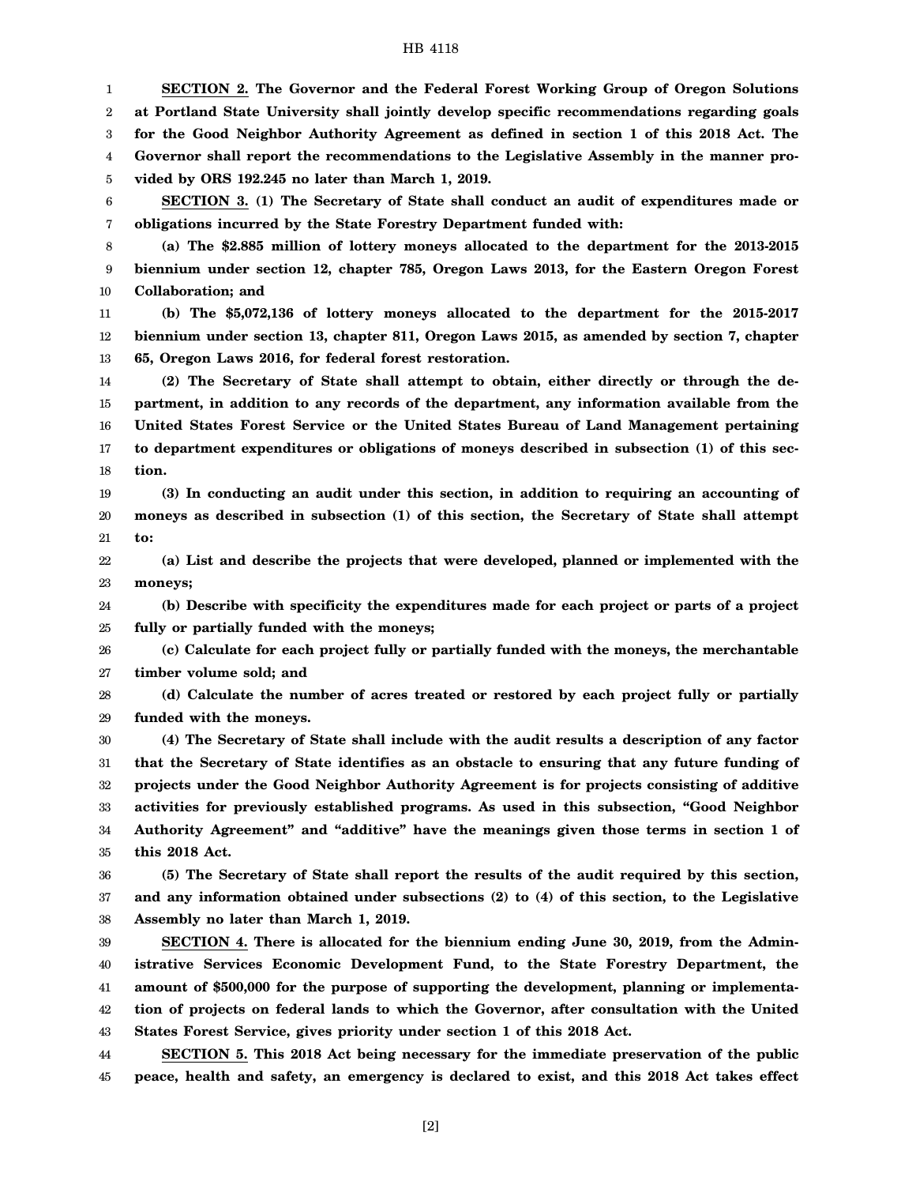**SECTION 2. The Governor and the Federal Forest Working Group of Oregon Solutions at Portland State University shall jointly develop specific recommendations regarding goals for the Good Neighbor Authority Agreement as defined in section 1 of this 2018 Act. The Governor shall report the recommendations to the Legislative Assembly in the manner provided by ORS 192.245 no later than March 1, 2019.**

**SECTION 3. (1) The Secretary of State shall conduct an audit of expenditures made or obligations incurred by the State Forestry Department funded with:**

**(a) The $2.885 million of lottery moneys allocated to the department for the 2013-2015 biennium under section 12, chapter 785, Oregon Laws 2013, for the Eastern Oregon Forest Collaboration; and**

**(b) The $5,072,136 of lottery moneys allocated to the department for the 2015-2017 biennium under section 13, chapter 811, Oregon Laws 2015, as amended by section 7, chapter 65, Oregon Laws 2016, for federal forest restoration.**

**(2) The Secretary of State shall attempt to obtain, either directly or through the department, in addition to any records of the department, any information available from the United States Forest Service or the United States Bureau of Land Management pertaining to department expenditures or obligations of moneys described in subsection (1) of this section.**

**(3) In conducting an audit under this section, in addition to requiring an accounting of moneys as described in subsection (1) of this section, the Secretary of State shall attempt to:**

**(a) List and describe the projects that were developed, planned or implemented with the moneys;**

**(b) Describe with specificity the expenditures made for each project or parts of a project fully or partially funded with the moneys;**

**(c) Calculate for each project fully or partially funded with the moneys, the merchantable timber volume sold; and**

**(d) Calculate the number of acres treated or restored by each project fully or partially funded with the moneys.**

**(4) The Secretary of State shall include with the audit results a description of any factor that the Secretary of State identifies as an obstacle to ensuring that any future funding of projects under the Good Neighbor Authority Agreement is for projects consisting of additive activities for previously established programs. As used in this subsection, "Good Neighbor Authority Agreement" and "additive" have the meanings given those terms in section 1 of this 2018 Act.**

**(5) The Secretary of State shall report the results of the audit required by this section, and any information obtained under subsections (2) to (4) of this section, to the Legislative Assembly no later than March 1, 2019.**

**SECTION 4. There is allocated for the biennium ending June 30, 2019, from the Administrative Services Economic Development Fund, to the State Forestry Department, the amount of $500,000 for the purpose of supporting the development, planning or implementation of projects on federal lands to which the Governor, after consultation with the United States Forest Service, gives priority under section 1 of this 2018 Act.**

**SECTION 5. This 2018 Act being necessary for the immediate preservation of the public peace, health and safety, an emergency is declared to exist, and this 2018 Act takes effect**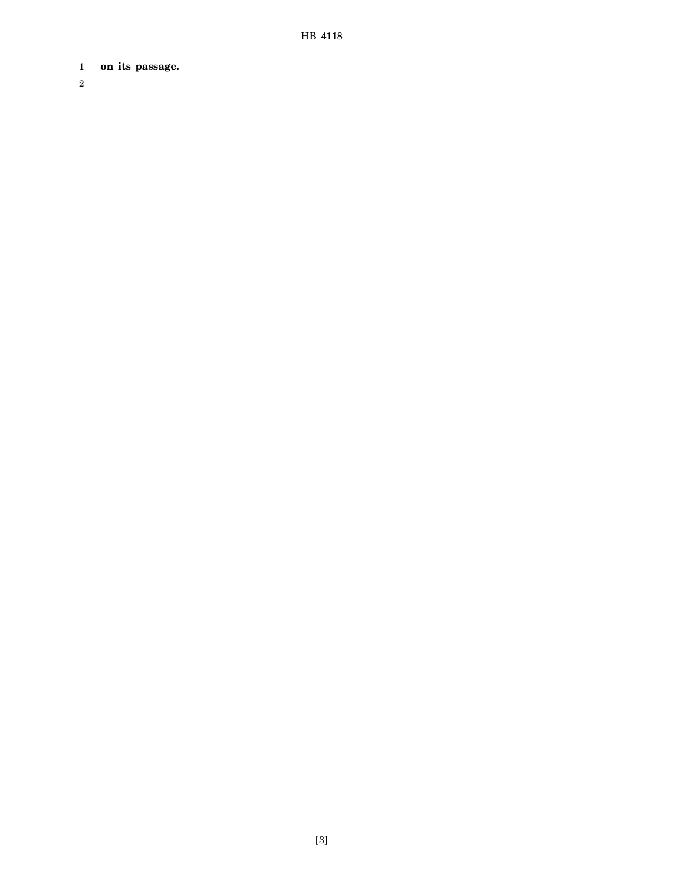**on its passage.**

---